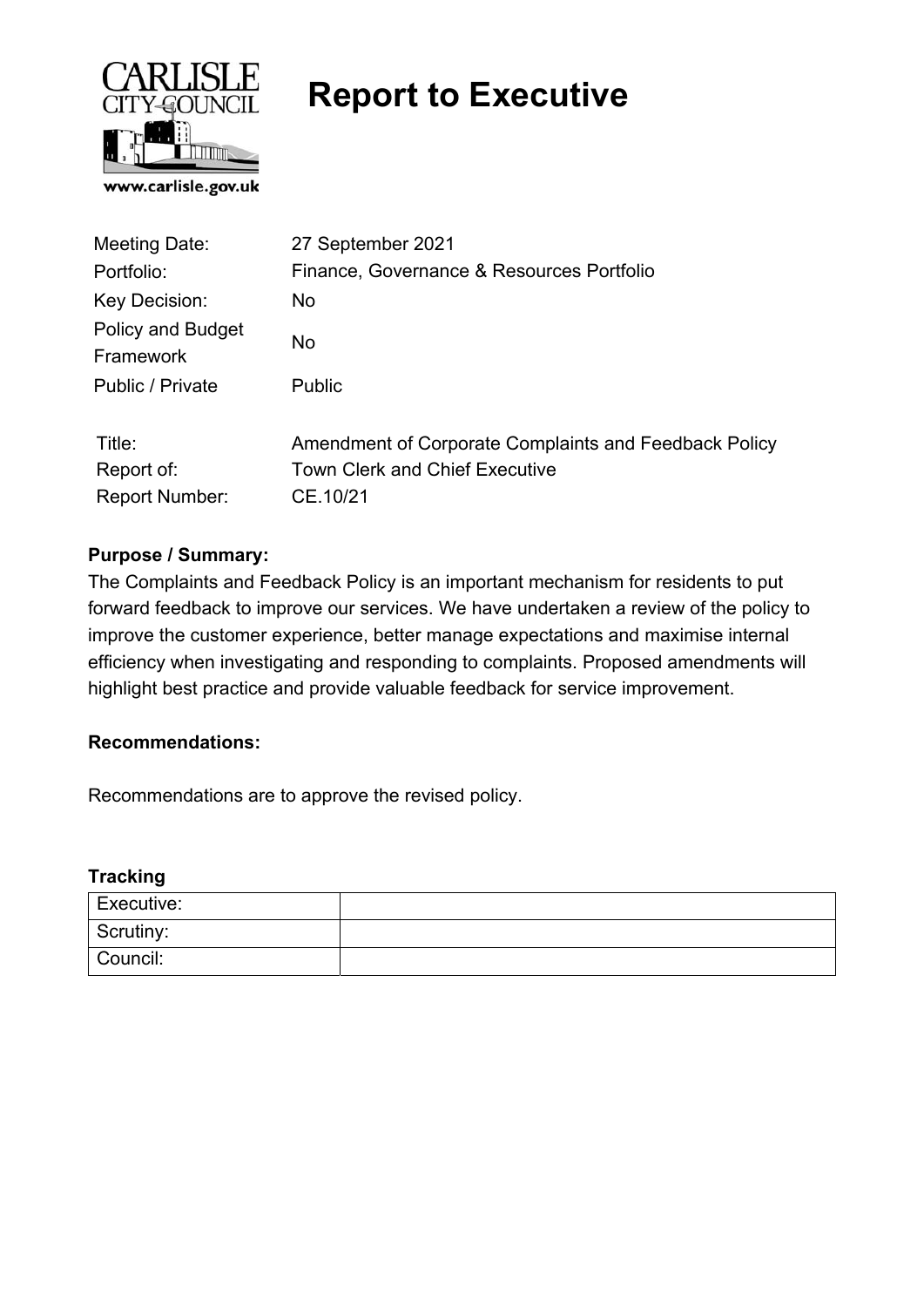# Report to Executive

| | |
|---|---|
| Meeting Date: | 27 September 2021 |
| Portfolio: | Finance, Governance & Resources Portfolio |
| Key Decision: | No |
| Policy and Budget Framework | No |
| Public / Private | Public |

| | |
|---|---|
| Title: | Amendment of Corporate Complaints and Feedback Policy |
| Report of: | Town Clerk and Chief Executive |
| Report Number: | CE.10/21 |

**Purpose / Summary:**

The Complaints and Feedback Policy is an important mechanism for residents to put forward feedback to improve our services. We have undertaken a review of the policy to improve the customer experience, better manage expectations and maximise internal efficiency when investigating and responding to complaints. Proposed amendments will highlight best practice and provide valuable feedback for service improvement.

**Recommendations:**

Recommendations are to approve the revised policy.

**Tracking**

| | |
|---|---|
| Executive: | |
| Scrutiny: | |
| Council: | |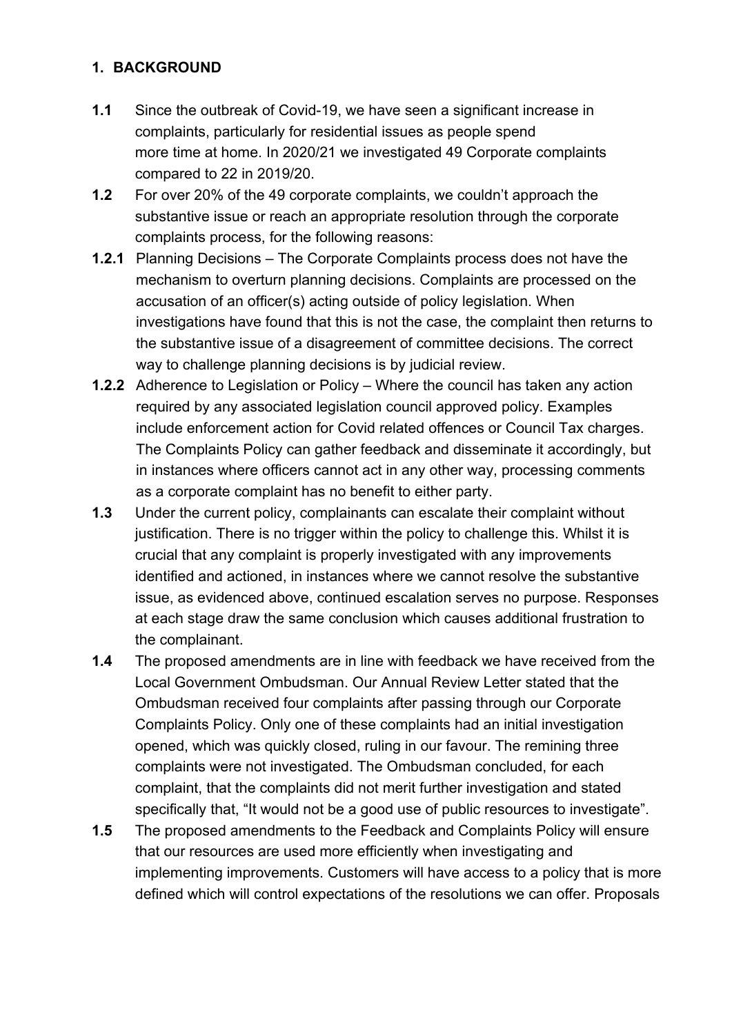## 1. BACKGROUND

**1.1** Since the outbreak of Covid-19, we have seen a significant increase in complaints, particularly for residential issues as people spend more time at home. In 2020/21 we investigated 49 Corporate complaints compared to 22 in 2019/20.

**1.2** For over 20% of the 49 corporate complaints, we couldn't approach the substantive issue or reach an appropriate resolution through the corporate complaints process, for the following reasons:

**1.2.1** Planning Decisions – The Corporate Complaints process does not have the mechanism to overturn planning decisions. Complaints are processed on the accusation of an officer(s) acting outside of policy legislation. When investigations have found that this is not the case, the complaint then returns to the substantive issue of a disagreement of committee decisions. The correct way to challenge planning decisions is by judicial review.

**1.2.2** Adherence to Legislation or Policy – Where the council has taken any action required by any associated legislation council approved policy. Examples include enforcement action for Covid related offences or Council Tax charges. The Complaints Policy can gather feedback and disseminate it accordingly, but in instances where officers cannot act in any other way, processing comments as a corporate complaint has no benefit to either party.

**1.3** Under the current policy, complainants can escalate their complaint without justification. There is no trigger within the policy to challenge this. Whilst it is crucial that any complaint is properly investigated with any improvements identified and actioned, in instances where we cannot resolve the substantive issue, as evidenced above, continued escalation serves no purpose. Responses at each stage draw the same conclusion which causes additional frustration to the complainant.

**1.4** The proposed amendments are in line with feedback we have received from the Local Government Ombudsman. Our Annual Review Letter stated that the Ombudsman received four complaints after passing through our Corporate Complaints Policy. Only one of these complaints had an initial investigation opened, which was quickly closed, ruling in our favour. The remining three complaints were not investigated. The Ombudsman concluded, for each complaint, that the complaints did not merit further investigation and stated specifically that, "It would not be a good use of public resources to investigate".

**1.5** The proposed amendments to the Feedback and Complaints Policy will ensure that our resources are used more efficiently when investigating and implementing improvements. Customers will have access to a policy that is more defined which will control expectations of the resolutions we can offer. Proposals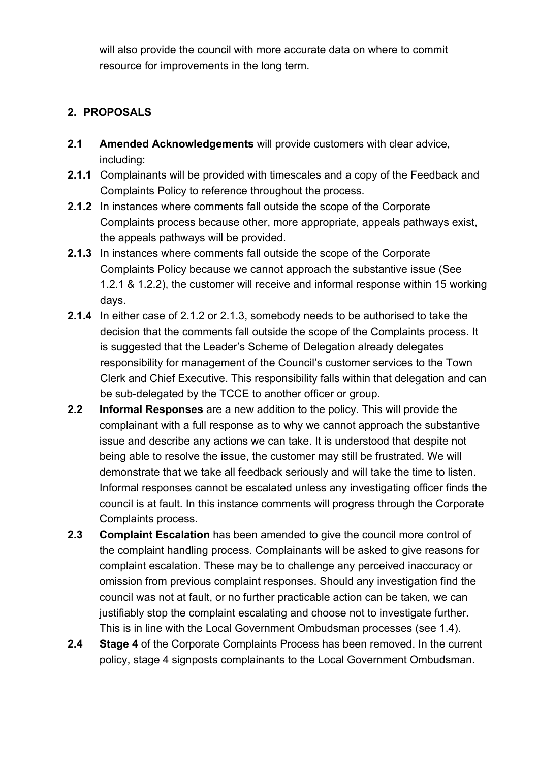will also provide the council with more accurate data on where to commit resource for improvements in the long term.

## 2. PROPOSALS

**2.1** **Amended Acknowledgements** will provide customers with clear advice, including:

**2.1.1** Complainants will be provided with timescales and a copy of the Feedback and Complaints Policy to reference throughout the process.

**2.1.2** In instances where comments fall outside the scope of the Corporate Complaints process because other, more appropriate, appeals pathways exist, the appeals pathways will be provided.

**2.1.3** In instances where comments fall outside the scope of the Corporate Complaints Policy because we cannot approach the substantive issue (See 1.2.1 & 1.2.2), the customer will receive and informal response within 15 working days.

**2.1.4** In either case of 2.1.2 or 2.1.3, somebody needs to be authorised to take the decision that the comments fall outside the scope of the Complaints process. It is suggested that the Leader's Scheme of Delegation already delegates responsibility for management of the Council's customer services to the Town Clerk and Chief Executive. This responsibility falls within that delegation and can be sub-delegated by the TCCE to another officer or group.

**2.2** **Informal Responses** are a new addition to the policy. This will provide the complainant with a full response as to why we cannot approach the substantive issue and describe any actions we can take. It is understood that despite not being able to resolve the issue, the customer may still be frustrated. We will demonstrate that we take all feedback seriously and will take the time to listen. Informal responses cannot be escalated unless any investigating officer finds the council is at fault. In this instance comments will progress through the Corporate Complaints process.

**2.3** **Complaint Escalation** has been amended to give the council more control of the complaint handling process. Complainants will be asked to give reasons for complaint escalation. These may be to challenge any perceived inaccuracy or omission from previous complaint responses. Should any investigation find the council was not at fault, or no further practicable action can be taken, we can justifiably stop the complaint escalating and choose not to investigate further. This is in line with the Local Government Ombudsman processes (see 1.4).

**2.4** **Stage 4** of the Corporate Complaints Process has been removed. In the current policy, stage 4 signposts complainants to the Local Government Ombudsman.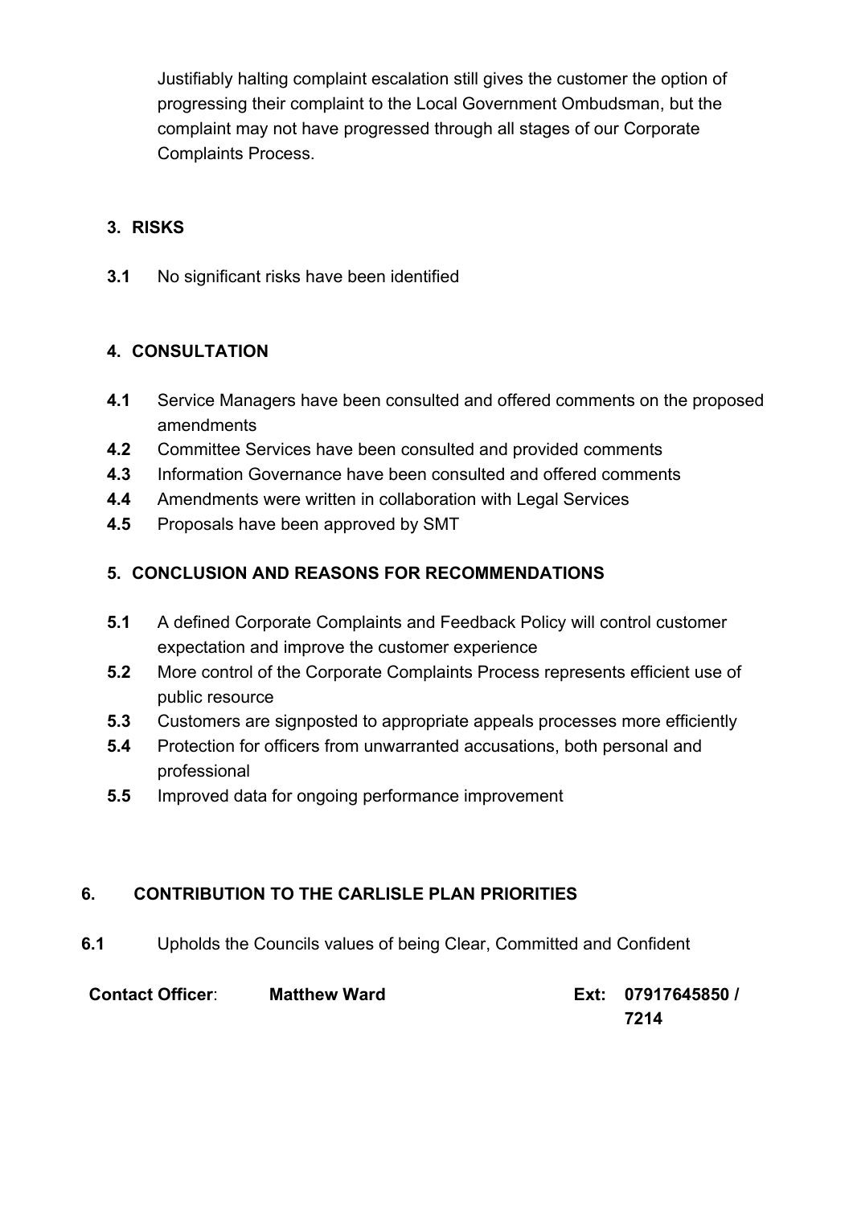Justifiably halting complaint escalation still gives the customer the option of progressing their complaint to the Local Government Ombudsman, but the complaint may not have progressed through all stages of our Corporate Complaints Process.

## 3. RISKS

**3.1** No significant risks have been identified

## 4. CONSULTATION

**4.1** Service Managers have been consulted and offered comments on the proposed amendments

**4.2** Committee Services have been consulted and provided comments

**4.3** Information Governance have been consulted and offered comments

**4.4** Amendments were written in collaboration with Legal Services

**4.5** Proposals have been approved by SMT

## 5. CONCLUSION AND REASONS FOR RECOMMENDATIONS

**5.1** A defined Corporate Complaints and Feedback Policy will control customer expectation and improve the customer experience

**5.2** More control of the Corporate Complaints Process represents efficient use of public resource

**5.3** Customers are signposted to appropriate appeals processes more efficiently

**5.4** Protection for officers from unwarranted accusations, both personal and professional

**5.5** Improved data for ongoing performance improvement

## 6. CONTRIBUTION TO THE CARLISLE PLAN PRIORITIES

**6.1** Upholds the Councils values of being Clear, Committed and Confident

**Contact Officer**: **Matthew Ward** **Ext: 07917645850 / 7214**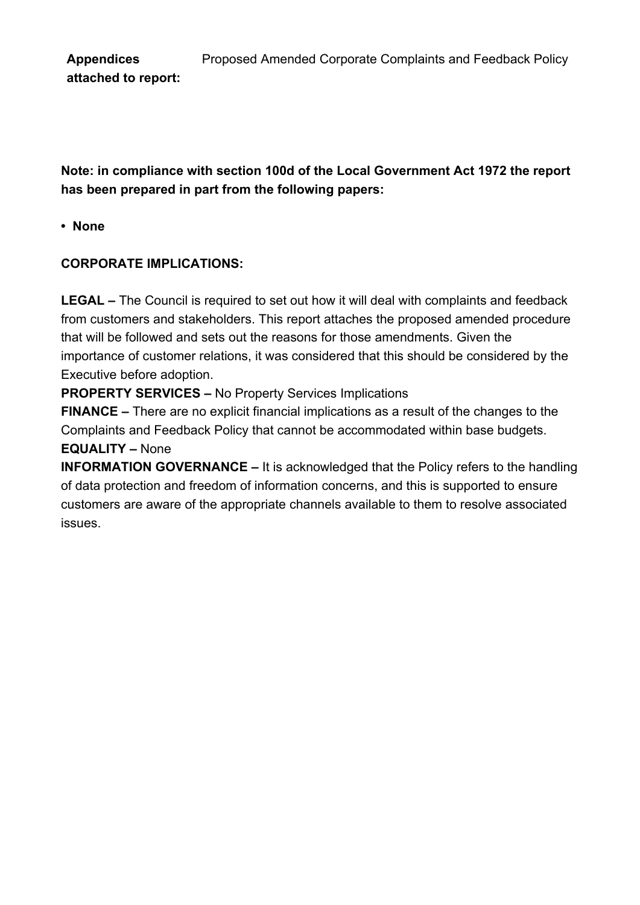| **Appendices attached to report:** | Proposed Amended Corporate Complaints and Feedback Policy |
|---|---|

**Note: in compliance with section 100d of the Local Government Act 1972 the report has been prepared in part from the following papers:**

- **None**

**CORPORATE IMPLICATIONS:**

**LEGAL –** The Council is required to set out how it will deal with complaints and feedback from customers and stakeholders. This report attaches the proposed amended procedure that will be followed and sets out the reasons for those amendments. Given the importance of customer relations, it was considered that this should be considered by the Executive before adoption.

**PROPERTY SERVICES –** No Property Services Implications

**FINANCE –** There are no explicit financial implications as a result of the changes to the Complaints and Feedback Policy that cannot be accommodated within base budgets.

**EQUALITY –** None

**INFORMATION GOVERNANCE –** It is acknowledged that the Policy refers to the handling of data protection and freedom of information concerns, and this is supported to ensure customers are aware of the appropriate channels available to them to resolve associated issues.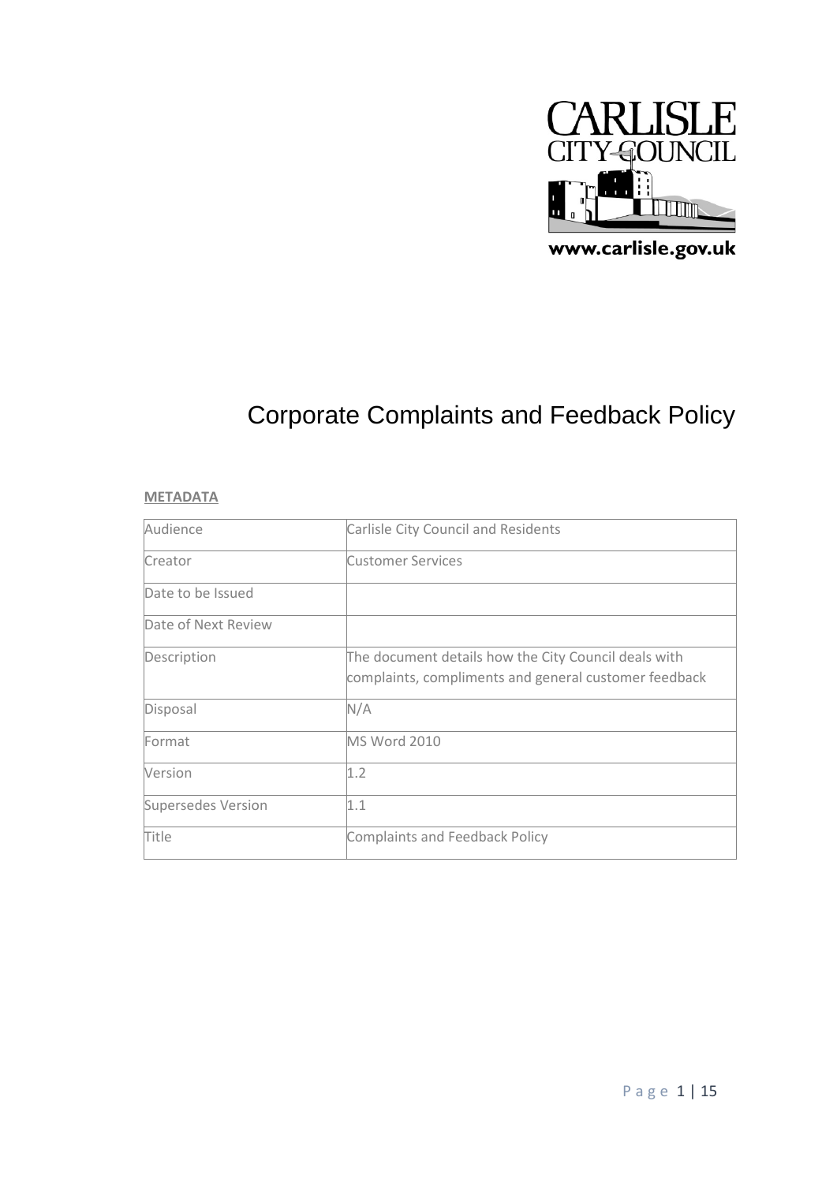CARLISLE CITY COUNCIL

www.carlisle.gov.uk

# Corporate Complaints and Feedback Policy

**METADATA**

| Audience | Carlisle City Council and Residents |
|---|---|
| Creator | Customer Services |
| Date to be Issued | |
| Date of Next Review | |
| Description | The document details how the City Council deals with complaints, compliments and general customer feedback |
| Disposal | N/A |
| Format | MS Word 2010 |
| Version | 1.2 |
| Supersedes Version | 1.1 |
| Title | Complaints and Feedback Policy |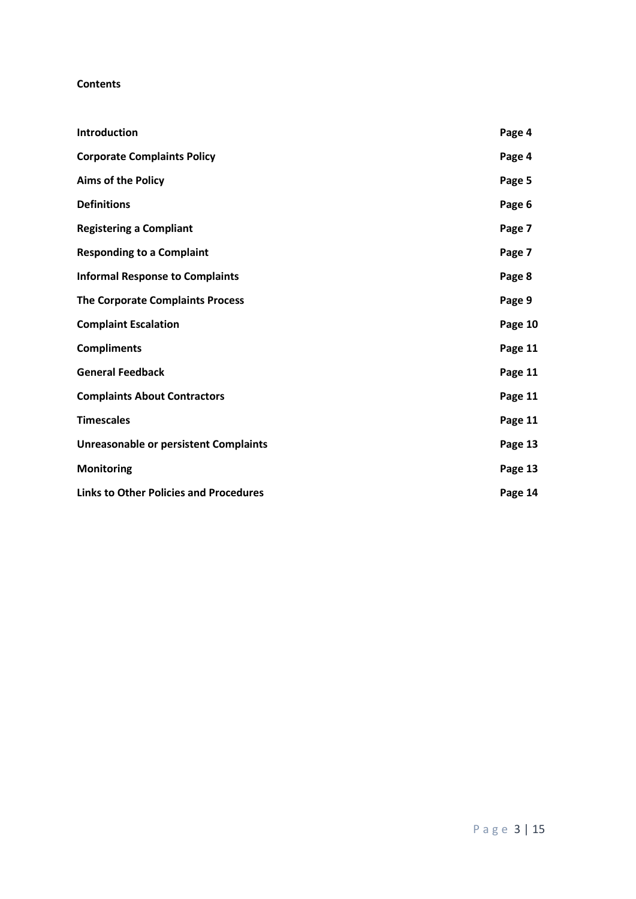**Contents**

| | |
|---|---|
| **Introduction** | **Page 4** |
| **Corporate Complaints Policy** | **Page 4** |
| **Aims of the Policy** | **Page 5** |
| **Definitions** | **Page 6** |
| **Registering a Compliant** | **Page 7** |
| **Responding to a Complaint** | **Page 7** |
| **Informal Response to Complaints** | **Page 8** |
| **The Corporate Complaints Process** | **Page 9** |
| **Complaint Escalation** | **Page 10** |
| **Compliments** | **Page 11** |
| **General Feedback** | **Page 11** |
| **Complaints About Contractors** | **Page 11** |
| **Timescales** | **Page 11** |
| **Unreasonable or persistent Complaints** | **Page 13** |
| **Monitoring** | **Page 13** |
| **Links to Other Policies and Procedures** | **Page 14** |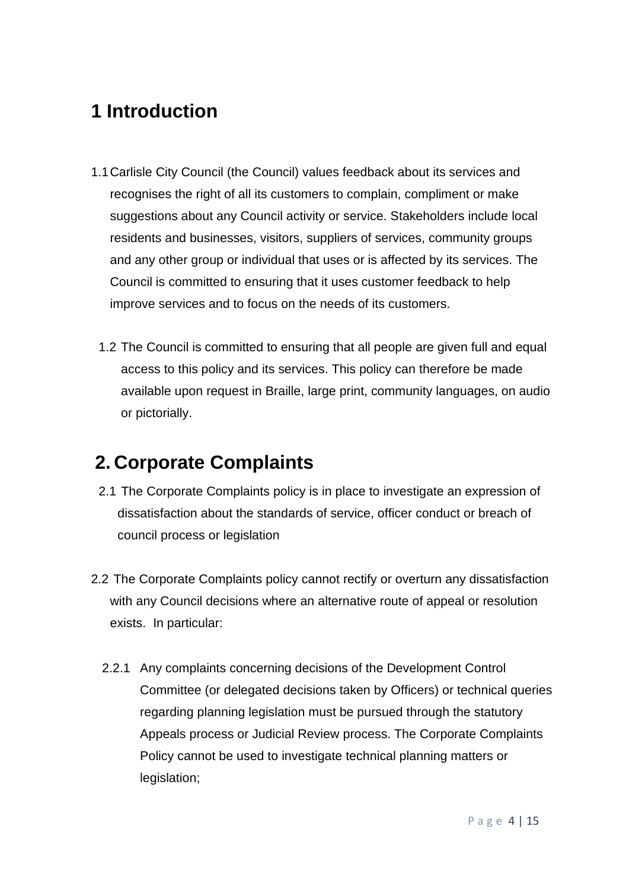# 1 Introduction

1.1 Carlisle City Council (the Council) values feedback about its services and recognises the right of all its customers to complain, compliment or make suggestions about any Council activity or service. Stakeholders include local residents and businesses, visitors, suppliers of services, community groups and any other group or individual that uses or is affected by its services. The Council is committed to ensuring that it uses customer feedback to help improve services and to focus on the needs of its customers.

1.2 The Council is committed to ensuring that all people are given full and equal access to this policy and its services. This policy can therefore be made available upon request in Braille, large print, community languages, on audio or pictorially.

# 2. Corporate Complaints

2.1 The Corporate Complaints policy is in place to investigate an expression of dissatisfaction about the standards of service, officer conduct or breach of council process or legislation

2.2 The Corporate Complaints policy cannot rectify or overturn any dissatisfaction with any Council decisions where an alternative route of appeal or resolution exists. In particular:

2.2.1 Any complaints concerning decisions of the Development Control Committee (or delegated decisions taken by Officers) or technical queries regarding planning legislation must be pursued through the statutory Appeals process or Judicial Review process. The Corporate Complaints Policy cannot be used to investigate technical planning matters or legislation;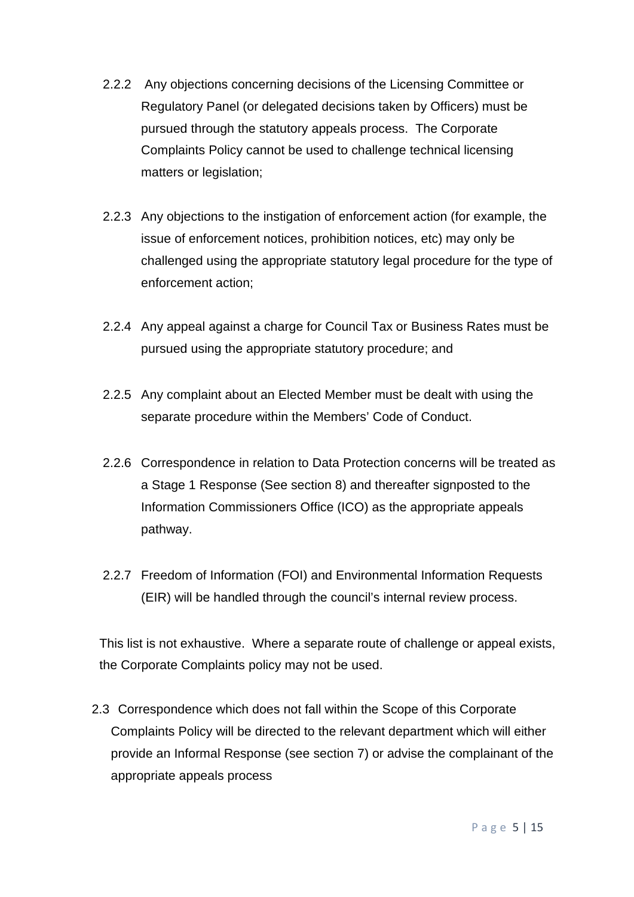2.2.2 Any objections concerning decisions of the Licensing Committee or Regulatory Panel (or delegated decisions taken by Officers) must be pursued through the statutory appeals process. The Corporate Complaints Policy cannot be used to challenge technical licensing matters or legislation;

2.2.3 Any objections to the instigation of enforcement action (for example, the issue of enforcement notices, prohibition notices, etc) may only be challenged using the appropriate statutory legal procedure for the type of enforcement action;

2.2.4 Any appeal against a charge for Council Tax or Business Rates must be pursued using the appropriate statutory procedure; and

2.2.5 Any complaint about an Elected Member must be dealt with using the separate procedure within the Members' Code of Conduct.

2.2.6 Correspondence in relation to Data Protection concerns will be treated as a Stage 1 Response (See section 8) and thereafter signposted to the Information Commissioners Office (ICO) as the appropriate appeals pathway.

2.2.7 Freedom of Information (FOI) and Environmental Information Requests (EIR) will be handled through the council's internal review process.

This list is not exhaustive. Where a separate route of challenge or appeal exists, the Corporate Complaints policy may not be used.

2.3 Correspondence which does not fall within the Scope of this Corporate Complaints Policy will be directed to the relevant department which will either provide an Informal Response (see section 7) or advise the complainant of the appropriate appeals process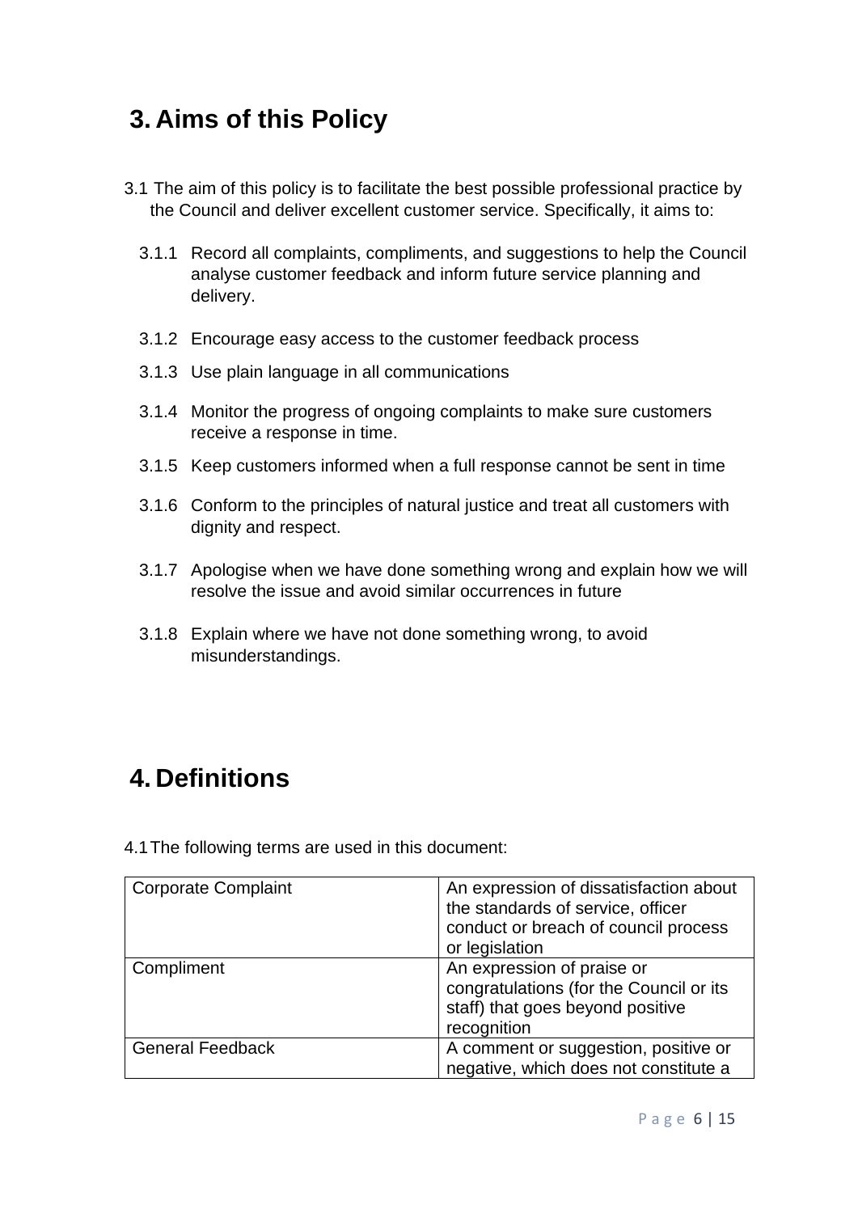## 3. Aims of this Policy

3.1 The aim of this policy is to facilitate the best possible professional practice by the Council and deliver excellent customer service. Specifically, it aims to:

3.1.1 Record all complaints, compliments, and suggestions to help the Council analyse customer feedback and inform future service planning and delivery.

3.1.2 Encourage easy access to the customer feedback process

3.1.3 Use plain language in all communications

3.1.4 Monitor the progress of ongoing complaints to make sure customers receive a response in time.

3.1.5 Keep customers informed when a full response cannot be sent in time

3.1.6 Conform to the principles of natural justice and treat all customers with dignity and respect.

3.1.7 Apologise when we have done something wrong and explain how we will resolve the issue and avoid similar occurrences in future

3.1.8 Explain where we have not done something wrong, to avoid misunderstandings.

## 4. Definitions

4.1 The following terms are used in this document:

| | |
|---|---|
| Corporate Complaint | An expression of dissatisfaction about the standards of service, officer conduct or breach of council process or legislation |
| Compliment | An expression of praise or congratulations (for the Council or its staff) that goes beyond positive recognition |
| General Feedback | A comment or suggestion, positive or negative, which does not constitute a |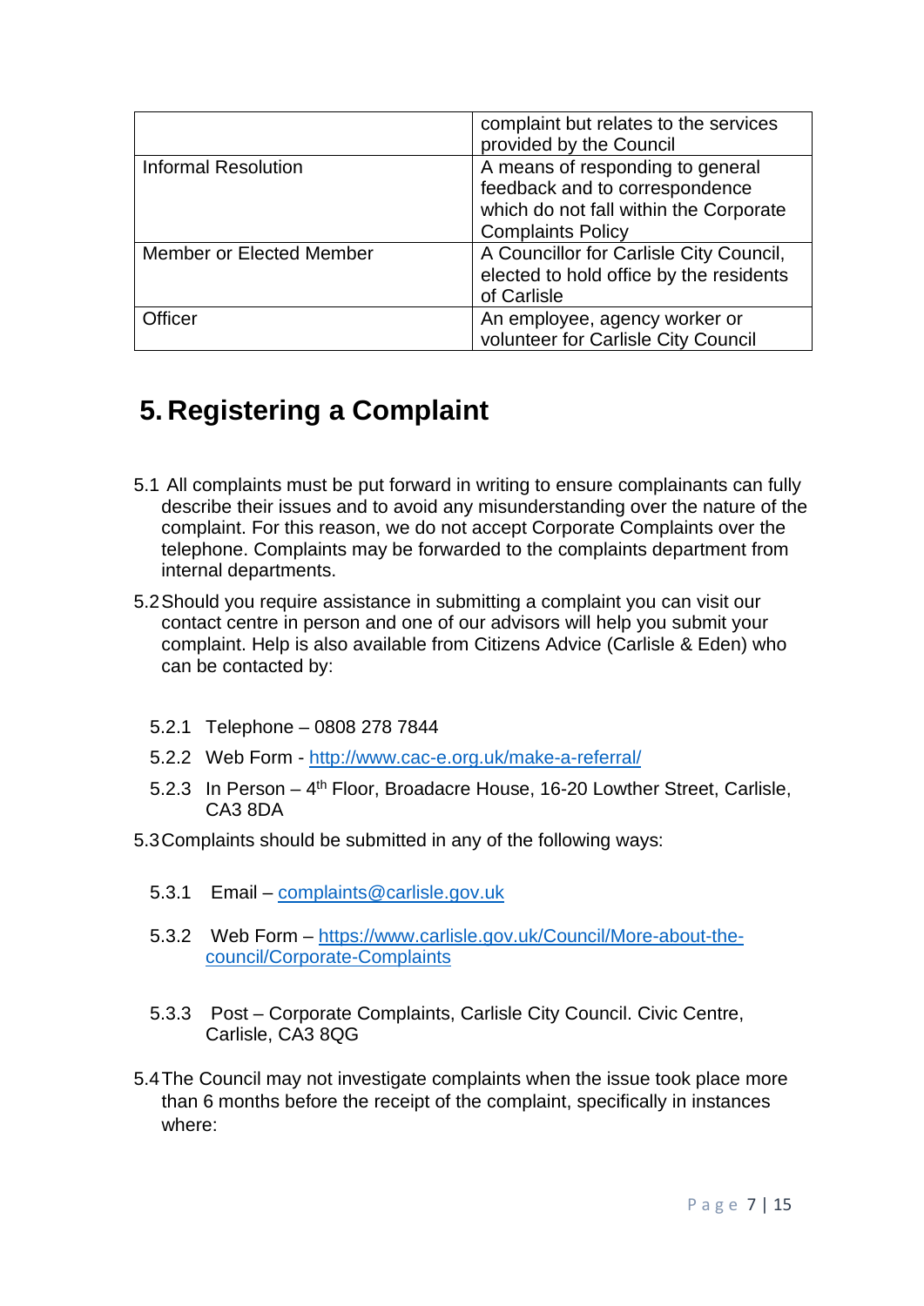| | |
|---|---|
| | complaint but relates to the services provided by the Council |
| Informal Resolution | A means of responding to general feedback and to correspondence which do not fall within the Corporate Complaints Policy |
| Member or Elected Member | A Councillor for Carlisle City Council, elected to hold office by the residents of Carlisle |
| Officer | An employee, agency worker or volunteer for Carlisle City Council |

# 5. Registering a Complaint

5.1 All complaints must be put forward in writing to ensure complainants can fully describe their issues and to avoid any misunderstanding over the nature of the complaint. For this reason, we do not accept Corporate Complaints over the telephone. Complaints may be forwarded to the complaints department from internal departments.

5.2 Should you require assistance in submitting a complaint you can visit our contact centre in person and one of our advisors will help you submit your complaint. Help is also available from Citizens Advice (Carlisle & Eden) who can be contacted by:

- 5.2.1 Telephone – 0808 278 7844
- 5.2.2 Web Form - http://www.cac-e.org.uk/make-a-referral/
- 5.2.3 In Person – 4th Floor, Broadacre House, 16-20 Lowther Street, Carlisle, CA3 8DA

5.3 Complaints should be submitted in any of the following ways:

- 5.3.1 Email – complaints@carlisle.gov.uk
- 5.3.2 Web Form – https://www.carlisle.gov.uk/Council/More-about-the-council/Corporate-Complaints
- 5.3.3 Post – Corporate Complaints, Carlisle City Council. Civic Centre, Carlisle, CA3 8QG

5.4 The Council may not investigate complaints when the issue took place more than 6 months before the receipt of the complaint, specifically in instances where: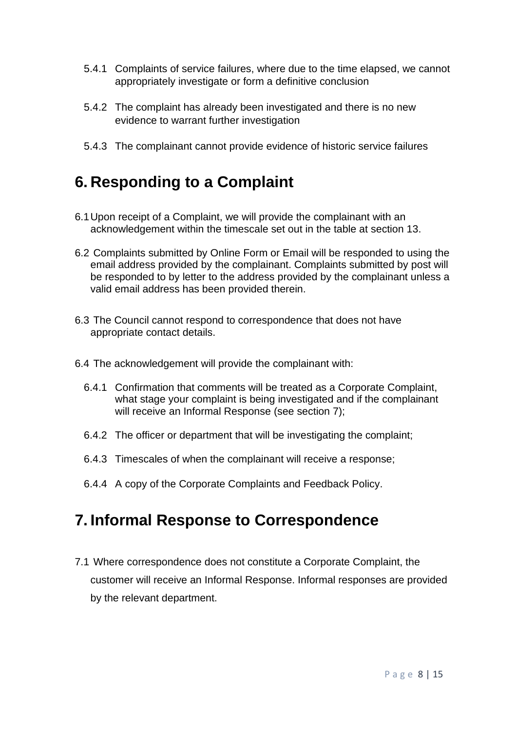5.4.1 Complaints of service failures, where due to the time elapsed, we cannot appropriately investigate or form a definitive conclusion

5.4.2 The complaint has already been investigated and there is no new evidence to warrant further investigation

5.4.3 The complainant cannot provide evidence of historic service failures

# 6. Responding to a Complaint

6.1 Upon receipt of a Complaint, we will provide the complainant with an acknowledgement within the timescale set out in the table at section 13.

6.2 Complaints submitted by Online Form or Email will be responded to using the email address provided by the complainant. Complaints submitted by post will be responded to by letter to the address provided by the complainant unless a valid email address has been provided therein.

6.3 The Council cannot respond to correspondence that does not have appropriate contact details.

6.4 The acknowledgement will provide the complainant with:

6.4.1 Confirmation that comments will be treated as a Corporate Complaint, what stage your complaint is being investigated and if the complainant will receive an Informal Response (see section 7);

6.4.2 The officer or department that will be investigating the complaint;

6.4.3 Timescales of when the complainant will receive a response;

6.4.4 A copy of the Corporate Complaints and Feedback Policy.

# 7. Informal Response to Correspondence

7.1 Where correspondence does not constitute a Corporate Complaint, the customer will receive an Informal Response. Informal responses are provided by the relevant department.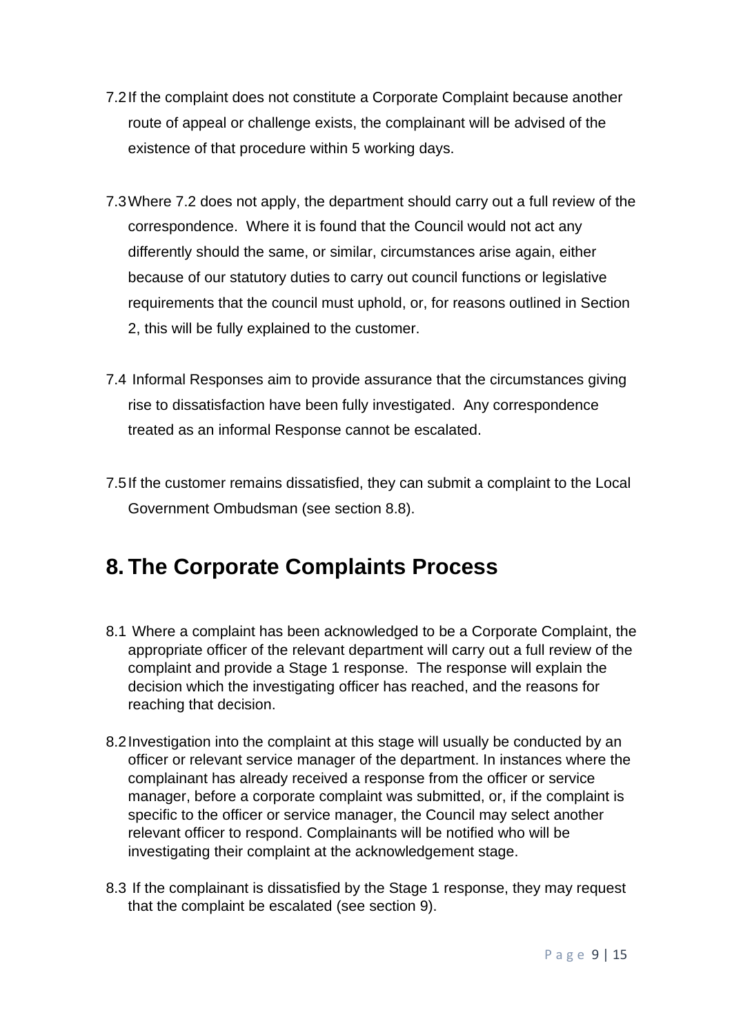7.2 If the complaint does not constitute a Corporate Complaint because another route of appeal or challenge exists, the complainant will be advised of the existence of that procedure within 5 working days.

7.3 Where 7.2 does not apply, the department should carry out a full review of the correspondence. Where it is found that the Council would not act any differently should the same, or similar, circumstances arise again, either because of our statutory duties to carry out council functions or legislative requirements that the council must uphold, or, for reasons outlined in Section 2, this will be fully explained to the customer.

7.4 Informal Responses aim to provide assurance that the circumstances giving rise to dissatisfaction have been fully investigated. Any correspondence treated as an informal Response cannot be escalated.

7.5 If the customer remains dissatisfied, they can submit a complaint to the Local Government Ombudsman (see section 8.8).

# 8. The Corporate Complaints Process

8.1 Where a complaint has been acknowledged to be a Corporate Complaint, the appropriate officer of the relevant department will carry out a full review of the complaint and provide a Stage 1 response. The response will explain the decision which the investigating officer has reached, and the reasons for reaching that decision.

8.2 Investigation into the complaint at this stage will usually be conducted by an officer or relevant service manager of the department. In instances where the complainant has already received a response from the officer or service manager, before a corporate complaint was submitted, or, if the complaint is specific to the officer or service manager, the Council may select another relevant officer to respond. Complainants will be notified who will be investigating their complaint at the acknowledgement stage.

8.3 If the complainant is dissatisfied by the Stage 1 response, they may request that the complaint be escalated (see section 9).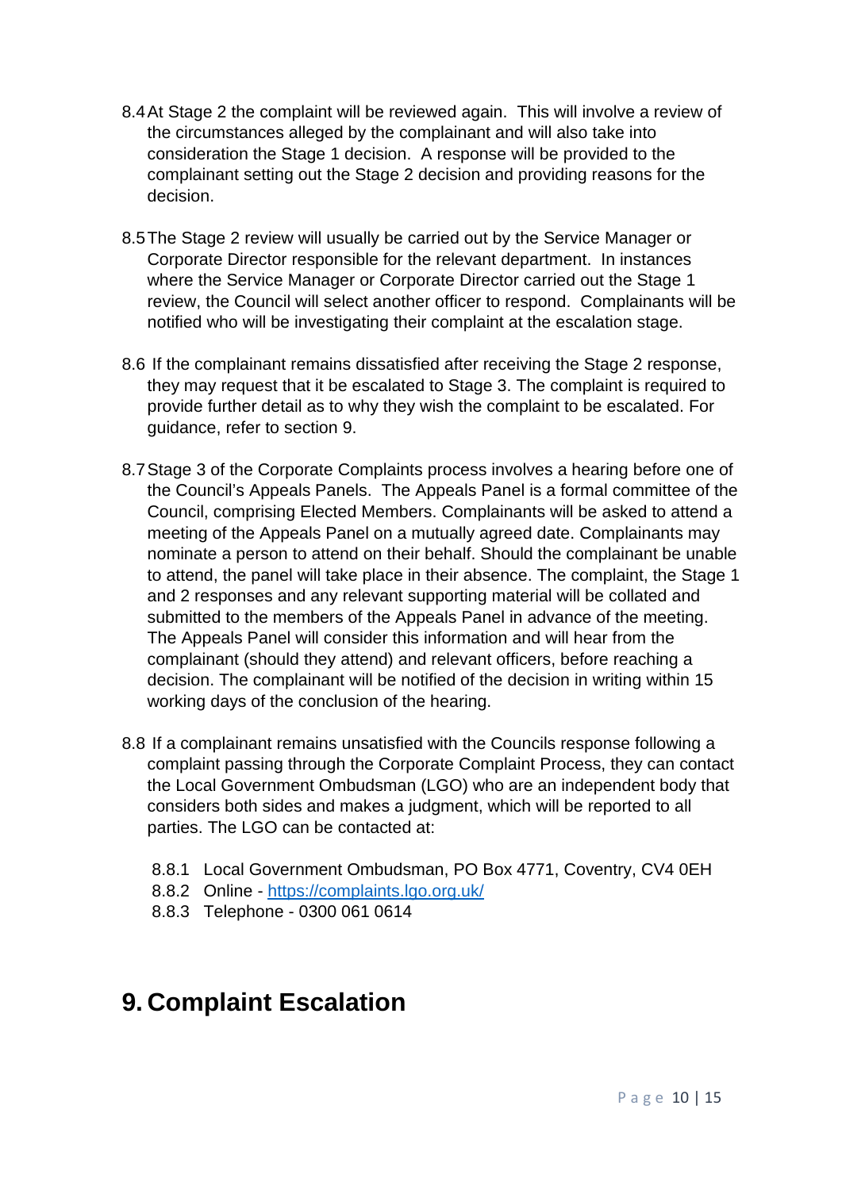8.4 At Stage 2 the complaint will be reviewed again. This will involve a review of the circumstances alleged by the complainant and will also take into consideration the Stage 1 decision. A response will be provided to the complainant setting out the Stage 2 decision and providing reasons for the decision.

8.5 The Stage 2 review will usually be carried out by the Service Manager or Corporate Director responsible for the relevant department. In instances where the Service Manager or Corporate Director carried out the Stage 1 review, the Council will select another officer to respond. Complainants will be notified who will be investigating their complaint at the escalation stage.

8.6 If the complainant remains dissatisfied after receiving the Stage 2 response, they may request that it be escalated to Stage 3. The complaint is required to provide further detail as to why they wish the complaint to be escalated. For guidance, refer to section 9.

8.7 Stage 3 of the Corporate Complaints process involves a hearing before one of the Council's Appeals Panels. The Appeals Panel is a formal committee of the Council, comprising Elected Members. Complainants will be asked to attend a meeting of the Appeals Panel on a mutually agreed date. Complainants may nominate a person to attend on their behalf. Should the complainant be unable to attend, the panel will take place in their absence. The complaint, the Stage 1 and 2 responses and any relevant supporting material will be collated and submitted to the members of the Appeals Panel in advance of the meeting. The Appeals Panel will consider this information and will hear from the complainant (should they attend) and relevant officers, before reaching a decision. The complainant will be notified of the decision in writing within 15 working days of the conclusion of the hearing.

8.8 If a complainant remains unsatisfied with the Councils response following a complaint passing through the Corporate Complaint Process, they can contact the Local Government Ombudsman (LGO) who are an independent body that considers both sides and makes a judgment, which will be reported to all parties. The LGO can be contacted at:

- 8.8.1 Local Government Ombudsman, PO Box 4771, Coventry, CV4 0EH
- 8.8.2 Online - [https://complaints.lgo.org.uk/](https://complaints.lgo.org.uk/)
- 8.8.3 Telephone - 0300 061 0614

# 9. Complaint Escalation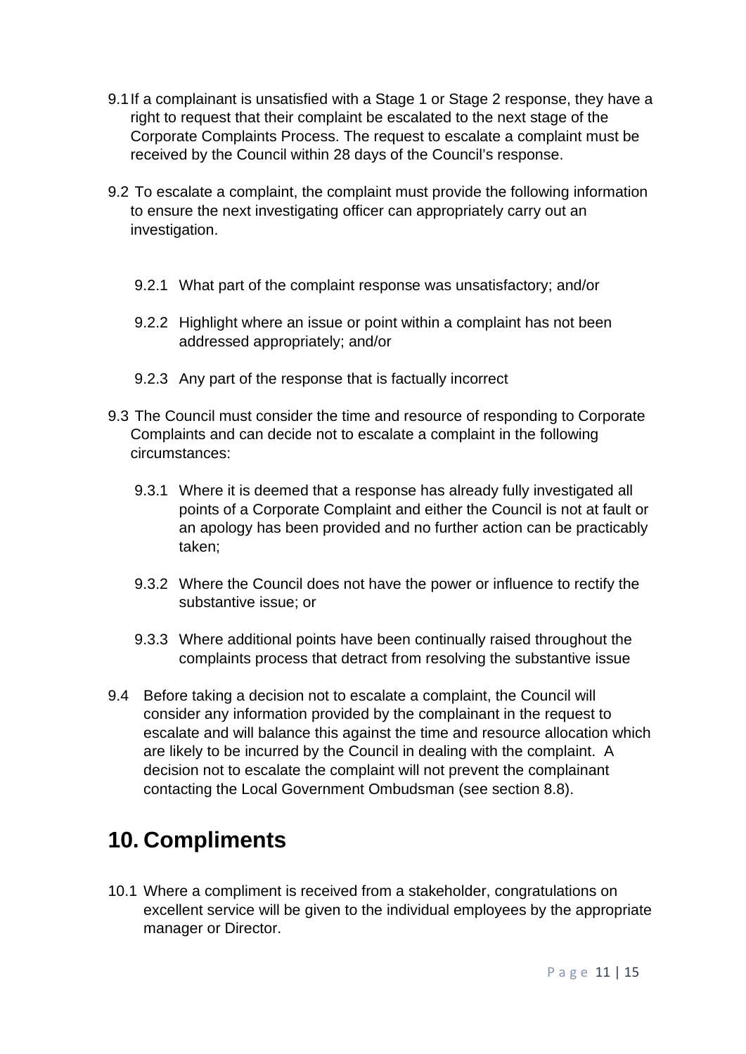9.1 If a complainant is unsatisfied with a Stage 1 or Stage 2 response, they have a right to request that their complaint be escalated to the next stage of the Corporate Complaints Process. The request to escalate a complaint must be received by the Council within 28 days of the Council's response.

9.2 To escalate a complaint, the complaint must provide the following information to ensure the next investigating officer can appropriately carry out an investigation.

- 9.2.1 What part of the complaint response was unsatisfactory; and/or
- 9.2.2 Highlight where an issue or point within a complaint has not been addressed appropriately; and/or
- 9.2.3 Any part of the response that is factually incorrect

9.3 The Council must consider the time and resource of responding to Corporate Complaints and can decide not to escalate a complaint in the following circumstances:

- 9.3.1 Where it is deemed that a response has already fully investigated all points of a Corporate Complaint and either the Council is not at fault or an apology has been provided and no further action can be practicably taken;
- 9.3.2 Where the Council does not have the power or influence to rectify the substantive issue; or
- 9.3.3 Where additional points have been continually raised throughout the complaints process that detract from resolving the substantive issue

9.4 Before taking a decision not to escalate a complaint, the Council will consider any information provided by the complainant in the request to escalate and will balance this against the time and resource allocation which are likely to be incurred by the Council in dealing with the complaint. A decision not to escalate the complaint will not prevent the complainant contacting the Local Government Ombudsman (see section 8.8).

# 10. Compliments

10.1 Where a compliment is received from a stakeholder, congratulations on excellent service will be given to the individual employees by the appropriate manager or Director.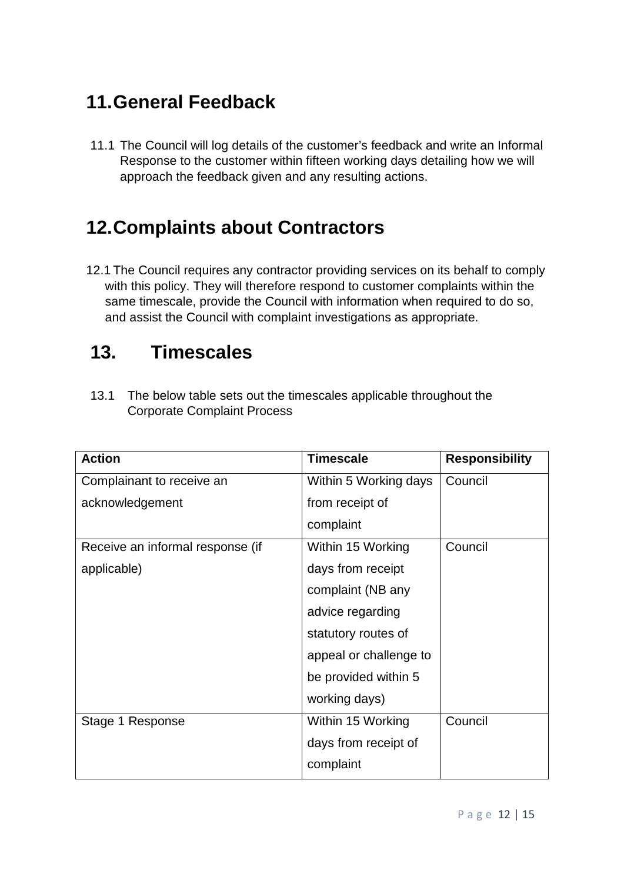## 11. General Feedback

11.1 The Council will log details of the customer's feedback and write an Informal Response to the customer within fifteen working days detailing how we will approach the feedback given and any resulting actions.

## 12. Complaints about Contractors

12.1 The Council requires any contractor providing services on its behalf to comply with this policy. They will therefore respond to customer complaints within the same timescale, provide the Council with information when required to do so, and assist the Council with complaint investigations as appropriate.

## 13. Timescales

13.1 The below table sets out the timescales applicable throughout the Corporate Complaint Process

| Action | Timescale | Responsibility |
|---|---|---|
| Complainant to receive an acknowledgement | Within 5 Working days from receipt of complaint | Council |
| Receive an informal response (if applicable) | Within 15 Working days from receipt complaint (NB any advice regarding statutory routes of appeal or challenge to be provided within 5 working days) | Council |
| Stage 1 Response | Within 15 Working days from receipt of complaint | Council |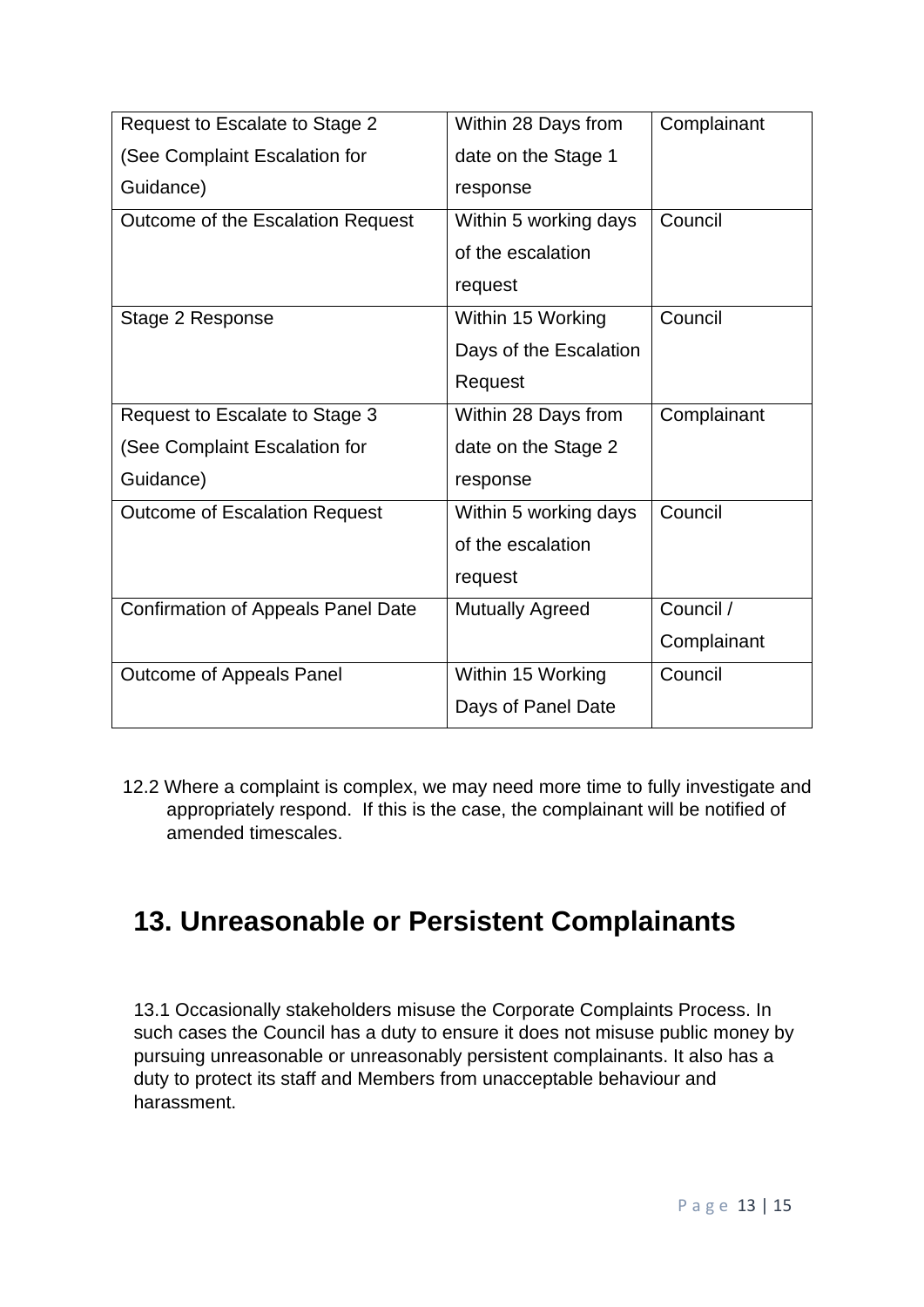| Request to Escalate to Stage 2 (See Complaint Escalation for Guidance) | Within 28 Days from date on the Stage 1 response | Complainant |
|---|---|---|
| Outcome of the Escalation Request | Within 5 working days of the escalation request | Council |
| Stage 2 Response | Within 15 Working Days of the Escalation Request | Council |
| Request to Escalate to Stage 3 (See Complaint Escalation for Guidance) | Within 28 Days from date on the Stage 2 response | Complainant |
| Outcome of Escalation Request | Within 5 working days of the escalation request | Council |
| Confirmation of Appeals Panel Date | Mutually Agreed | Council / Complainant |
| Outcome of Appeals Panel | Within 15 Working Days of Panel Date | Council |

12.2 Where a complaint is complex, we may need more time to fully investigate and appropriately respond. If this is the case, the complainant will be notified of amended timescales.

## 13. Unreasonable or Persistent Complainants

13.1 Occasionally stakeholders misuse the Corporate Complaints Process. In such cases the Council has a duty to ensure it does not misuse public money by pursuing unreasonable or unreasonably persistent complainants. It also has a duty to protect its staff and Members from unacceptable behaviour and harassment.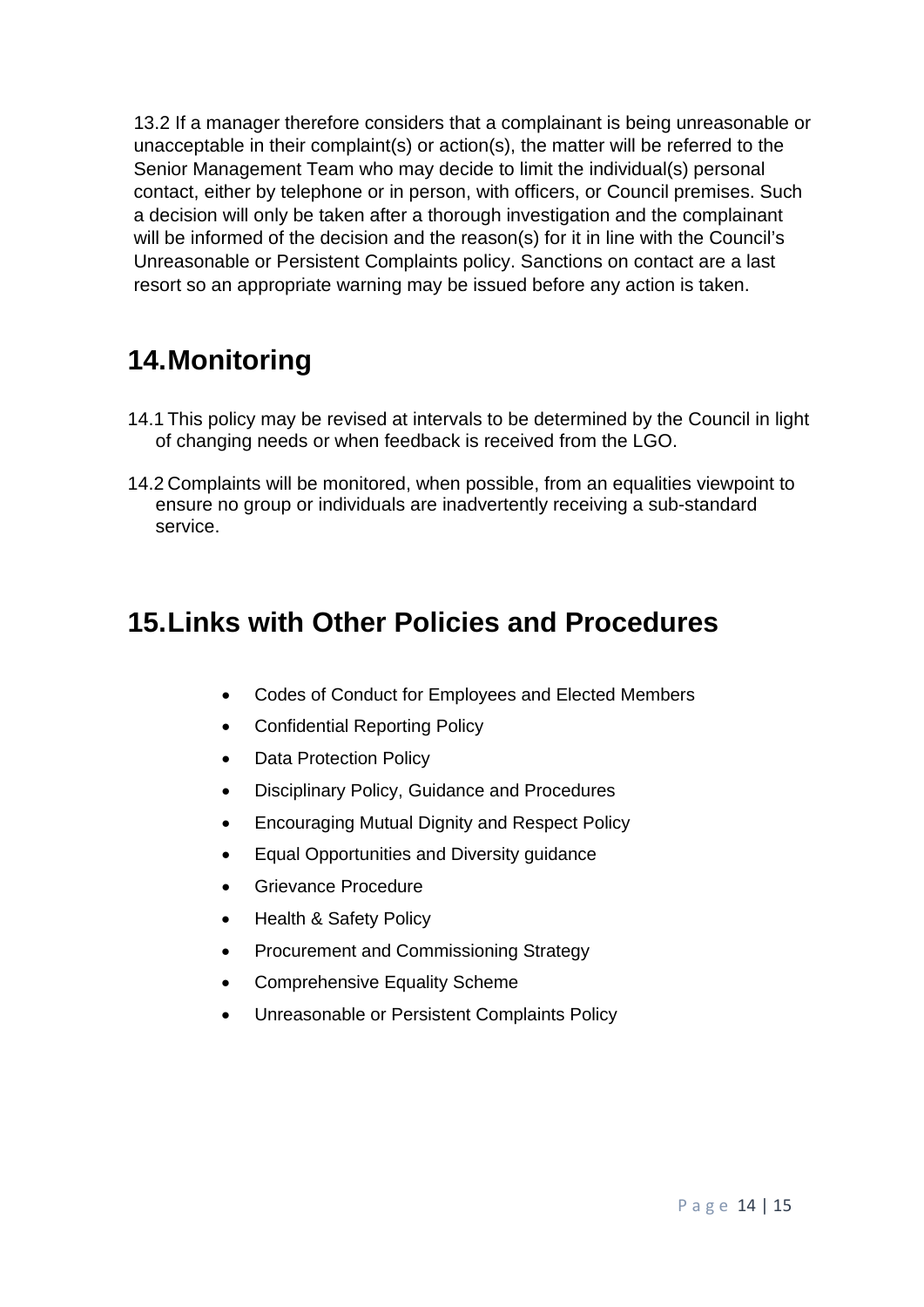13.2 If a manager therefore considers that a complainant is being unreasonable or unacceptable in their complaint(s) or action(s), the matter will be referred to the Senior Management Team who may decide to limit the individual(s) personal contact, either by telephone or in person, with officers, or Council premises. Such a decision will only be taken after a thorough investigation and the complainant will be informed of the decision and the reason(s) for it in line with the Council's Unreasonable or Persistent Complaints policy. Sanctions on contact are a last resort so an appropriate warning may be issued before any action is taken.

# 14. Monitoring

14.1 This policy may be revised at intervals to be determined by the Council in light of changing needs or when feedback is received from the LGO.

14.2 Complaints will be monitored, when possible, from an equalities viewpoint to ensure no group or individuals are inadvertently receiving a sub-standard service.

# 15. Links with Other Policies and Procedures

- Codes of Conduct for Employees and Elected Members
- Confidential Reporting Policy
- Data Protection Policy
- Disciplinary Policy, Guidance and Procedures
- Encouraging Mutual Dignity and Respect Policy
- Equal Opportunities and Diversity guidance
- Grievance Procedure
- Health & Safety Policy
- Procurement and Commissioning Strategy
- Comprehensive Equality Scheme
- Unreasonable or Persistent Complaints Policy